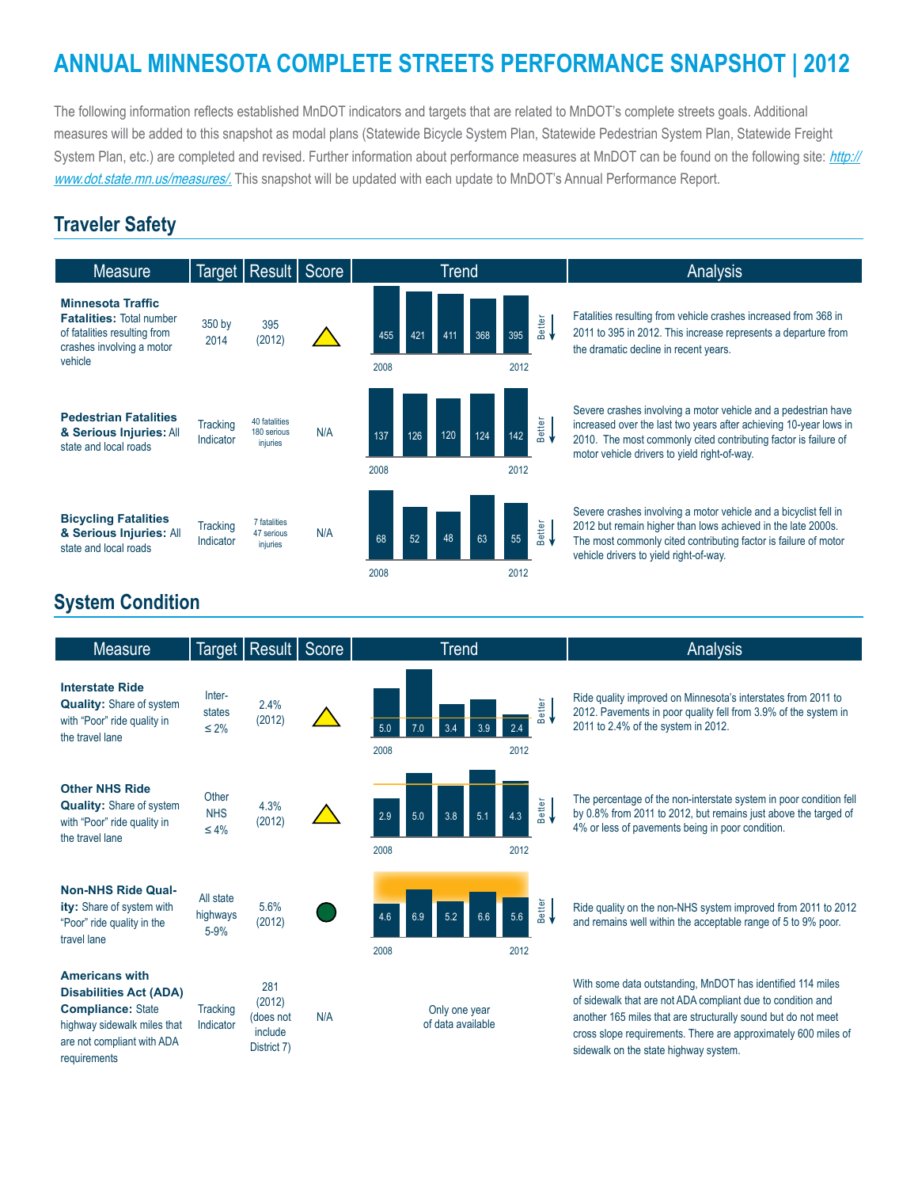# ANNUAL MINNESOTA COMPLETE STREETS PERFORMANCE SNAPSHOT | 2012

The following information reflects established MnDOT indicators and targets that are related to MnDOT's complete streets goals. Additional measures will be added to this snapshot as modal plans (Statewide Bicycle System Plan, Statewide Pedestrian System Plan, Statewide Freight System Plan, etc.) are completed and revised. Further information about performance measures at MnDOT can be found on the following site: *http://www.dot.state.mn.us/measures/.* This snapshot will be updated with each update to MnDOT's Annual Performance Report.

## Traveler Safety

| Measure | Target | Result | Score | Trend | Analysis |
|---|---|---|---|---|---|
| **Minnesota Traffic Fatalities:** Total number of fatalities resulting from crashes involving a motor vehicle | 350 by 2014 | 395 (2012) | △ | 2008–2012: 455, 421, 411, 368, 395 (Better ↓) | Fatalities resulting from vehicle crashes increased from 368 in 2011 to 395 in 2012. This increase represents a departure from the dramatic decline in recent years. |
| **Pedestrian Fatalities & Serious Injuries:** All state and local roads | Tracking Indicator | 40 fatalities 180 serious injuries | N/A | 2008–2012: 137, 126, 120, 124, 142 (Better ↓) | Severe crashes involving a motor vehicle and a pedestrian have increased over the last two years after achieving 10-year lows in 2010. The most commonly cited contributing factor is failure of motor vehicle drivers to yield right-of-way. |
| **Bicycling Fatalities & Serious Injuries:** All state and local roads | Tracking Indicator | 7 fatalities 47 serious injuries | N/A | 2008–2012: 68, 52, 48, 63, 55 (Better ↓) | Severe crashes involving a motor vehicle and a bicyclist fell in 2012 but remain higher than lows achieved in the late 2000s. The most commonly cited contributing factor is failure of motor vehicle drivers to yield right-of-way. |

## System Condition

| Measure | Target | Result | Score | Trend | Analysis |
|---|---|---|---|---|---|
| **Interstate Ride Quality:** Share of system with "Poor" ride quality in the travel lane | Interstates ≤ 2% | 2.4% (2012) | △ | 2008–2012: 5.0, 7.0, 3.4, 3.9, 2.4 (Better ↓) | Ride quality improved on Minnesota's interstates from 2011 to 2012. Pavements in poor quality fell from 3.9% of the system in 2011 to 2.4% of the system in 2012. |
| **Other NHS Ride Quality:** Share of system with "Poor" ride quality in the travel lane | Other NHS ≤ 4% | 4.3% (2012) | △ | 2008–2012: 2.9, 5.0, 3.8, 5.1, 4.3 (Better ↓) | The percentage of the non-interstate system in poor condition fell by 0.8% from 2011 to 2012, but remains just above the targed of 4% or less of pavements being in poor condition. |
| **Non-NHS Ride Quality:** Share of system with "Poor" ride quality in the travel lane | All state highways 5-9% | 5.6% (2012) | ● | 2008–2012: 4.6, 6.9, 5.2, 6.6, 5.6 (Better ↓) | Ride quality on the non-NHS system improved from 2011 to 2012 and remains well within the acceptable range of 5 to 9% poor. |
| **Americans with Disabilities Act (ADA) Compliance:** State highway sidewalk miles that are not compliant with ADA requirements | Tracking Indicator | 281 (2012) (does not include District 7) | N/A | Only one year of data available | With some data outstanding, MnDOT has identified 114 miles of sidewalk that are not ADA compliant due to condition and another 165 miles that are structurally sound but do not meet cross slope requirements. There are approximately 600 miles of sidewalk on the state highway system. |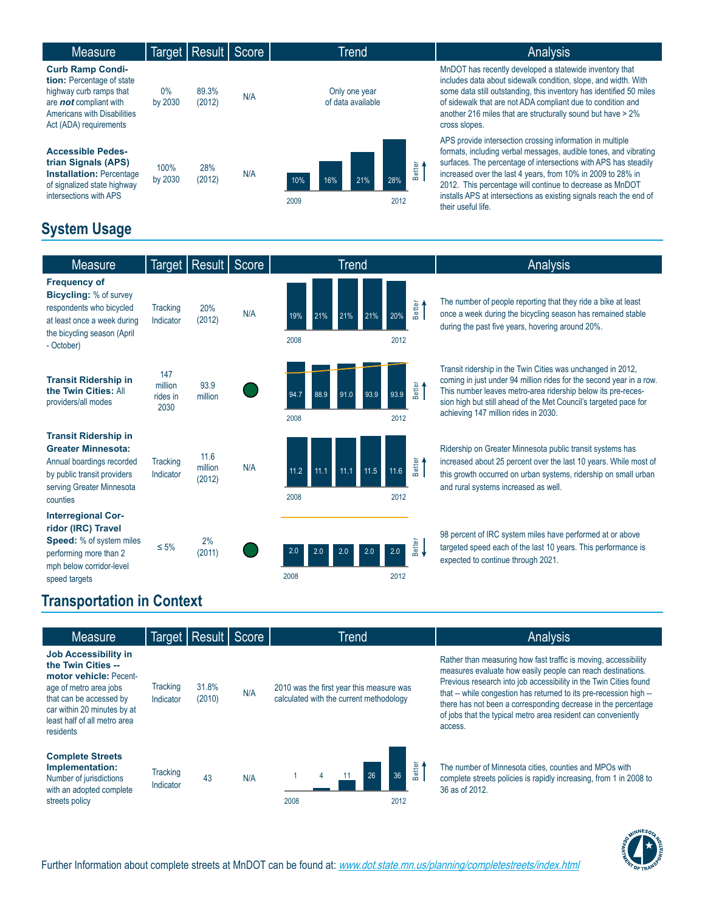| Measure | Target | Result | Score | Trend | Analysis |
|---|---|---|---|---|---|
| **Curb Ramp Condition:** Percentage of state highway curb ramps that are ***not*** compliant with Americans with Disabilities Act (ADA) requirements | 0% by 2030 | 89.3% (2012) | N/A | Only one year of data available | MnDOT has recently developed a statewide inventory that includes data about sidewalk condition, slope, and width. With some data still outstanding, this inventory has identified 50 miles of sidewalk that are not ADA compliant due to condition and another 216 miles that are structurally sound but have > 2% cross slopes. |
| **Accessible Pedestrian Signals (APS) Installation:** Percentage of signalized state highway intersections with APS | 100% by 2030 | 28% (2012) | N/A | 10% 16% 21% 28%; 2009 2012; Better ↑ | APS provide intersection crossing information in multiple formats, including verbal messages, audible tones, and vibrating surfaces. The percentage of intersections with APS has steadily increased over the last 4 years, from 10% in 2009 to 28% in 2012. This percentage will continue to decrease as MnDOT installs APS at intersections as existing signals reach the end of their useful life. |

## System Usage

| Measure | Target | Result | Score | Trend | Analysis |
|---|---|---|---|---|---|
| **Frequency of Bicycling:** % of survey respondents who bicycled at least once a week during the bicycling season (April - October) | Tracking Indicator | 20% (2012) | N/A | 19% 21% 21% 21% 20%; 2008 2012; Better ↑ | The number of people reporting that they ride a bike at least once a week during the bicycling season has remained stable during the past five years, hovering around 20%. |
| **Transit Ridership in the Twin Cities:** All providers/all modes | 147 million rides in 2030 | 93.9 million | ● | 94.7 88.9 91.0 93.9 93.9; 2008 2012; Better ↑ | Transit ridership in the Twin Cities was unchanged in 2012, coming in just under 94 million rides for the second year in a row. This number leaves metro-area ridership below its pre-recession high but still ahead of the Met Council's targeted pace for achieving 147 million rides in 2030. |
| **Transit Ridership in Greater Minnesota:** Annual boardings recorded by public transit providers serving Greater Minnesota counties | Tracking Indicator | 11.6 million (2012) | N/A | 11.2 11.1 11.1 11.5 11.6; 2008 2012; Better ↑ | Ridership on Greater Minnesota public transit systems has increased about 25 percent over the last 10 years. While most of this growth occurred on urban systems, ridership on small urban and rural systems increased as well. |
| **Interregional Corridor (IRC) Travel Speed:** % of system miles performing more than 2 mph below corridor-level speed targets | ≤ 5% | 2% (2011) | ● | 2.0 2.0 2.0 2.0 2.0; 2008 2012; Better ↓ | 98 percent of IRC system miles have performed at or above targeted speed each of the last 10 years. This performance is expected to continue through 2021. |

## Transportation in Context

| Measure | Target | Result | Score | Trend | Analysis |
|---|---|---|---|---|---|
| **Job Accessibility in the Twin Cities -- motor vehicle:** Pecentage of metro area jobs that can be accessed by car within 20 minutes by at least half of all metro area residents | Tracking Indicator | 31.8% (2010) | N/A | 2010 was the first year this measure was calculated with the current methodology | Rather than measuring how fast traffic is moving, accessibility measures evaluate how easily people can reach destinations. Previous research into job accessibility in the Twin Cities found that -- while congestion has returned to its pre-recession high -- there has not been a corresponding decrease in the percentage of jobs that the typical metro area resident can conveniently access. |
| **Complete Streets Implementation:** Number of jurisdictions with an adopted complete streets policy | Tracking Indicator | 43 | N/A | 1 4 11 26 36; 2008 2012; Better ↑ | The number of Minnesota cities, counties and MPOs with complete streets policies is rapidly increasing, from 1 in 2008 to 36 as of 2012. |

Further Information about complete streets at MnDOT can be found at: *www.dot.state.mn.us/planning/completestreets/index.html*